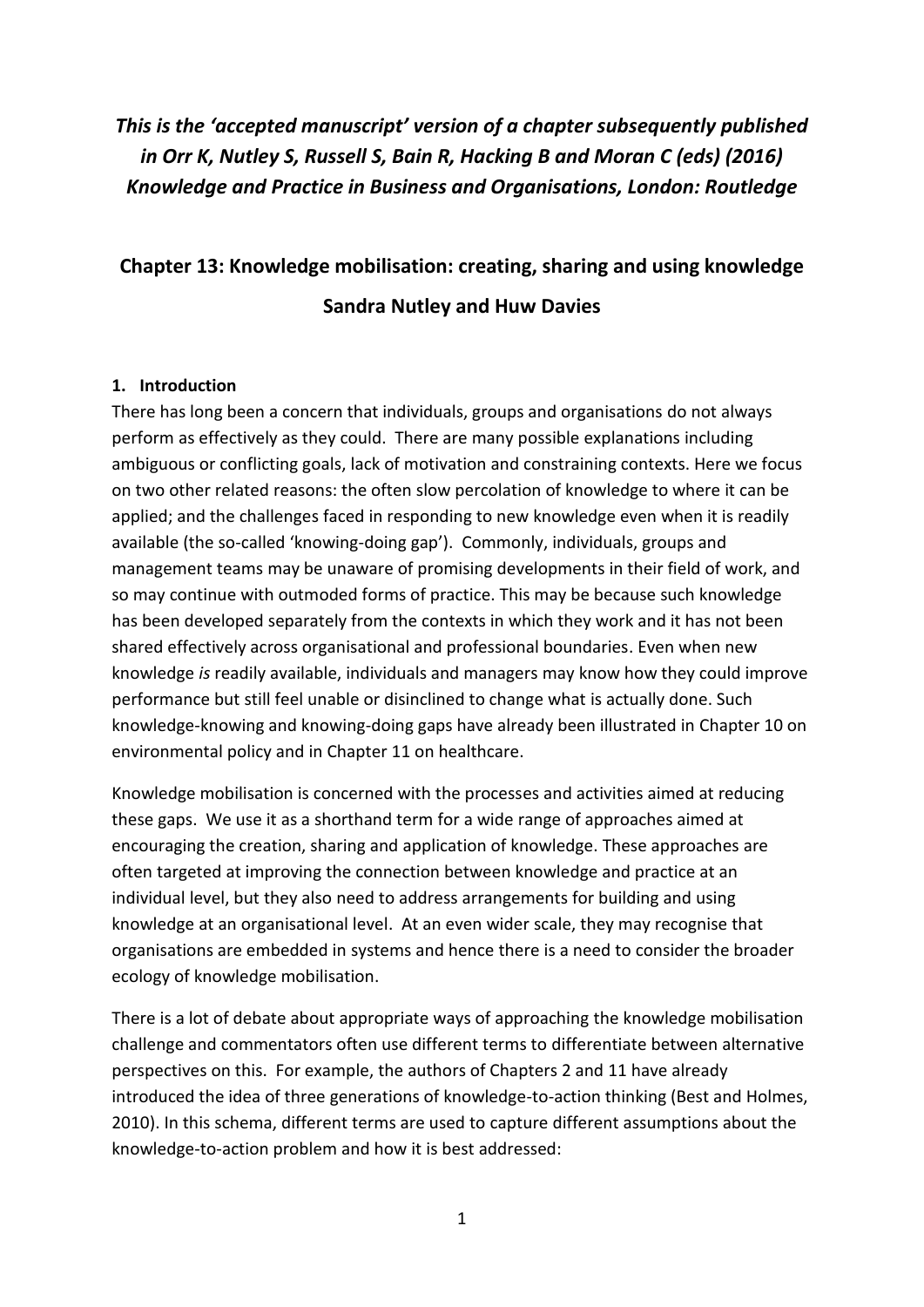***This is the 'accepted manuscript' version of a chapter subsequently published in Orr K, Nutley S, Russell S, Bain R, Hacking B and Moran C (eds) (2016) Knowledge and Practice in Business and Organisations, London: Routledge***

# Chapter 13: Knowledge mobilisation: creating, sharing and using knowledge

## Sandra Nutley and Huw Davies

### 1. Introduction

There has long been a concern that individuals, groups and organisations do not always perform as effectively as they could. There are many possible explanations including ambiguous or conflicting goals, lack of motivation and constraining contexts. Here we focus on two other related reasons: the often slow percolation of knowledge to where it can be applied; and the challenges faced in responding to new knowledge even when it is readily available (the so-called 'knowing-doing gap'). Commonly, individuals, groups and management teams may be unaware of promising developments in their field of work, and so may continue with outmoded forms of practice. This may be because such knowledge has been developed separately from the contexts in which they work and it has not been shared effectively across organisational and professional boundaries. Even when new knowledge *is* readily available, individuals and managers may know how they could improve performance but still feel unable or disinclined to change what is actually done. Such knowledge-knowing and knowing-doing gaps have already been illustrated in Chapter 10 on environmental policy and in Chapter 11 on healthcare.

Knowledge mobilisation is concerned with the processes and activities aimed at reducing these gaps. We use it as a shorthand term for a wide range of approaches aimed at encouraging the creation, sharing and application of knowledge. These approaches are often targeted at improving the connection between knowledge and practice at an individual level, but they also need to address arrangements for building and using knowledge at an organisational level. At an even wider scale, they may recognise that organisations are embedded in systems and hence there is a need to consider the broader ecology of knowledge mobilisation.

There is a lot of debate about appropriate ways of approaching the knowledge mobilisation challenge and commentators often use different terms to differentiate between alternative perspectives on this. For example, the authors of Chapters 2 and 11 have already introduced the idea of three generations of knowledge-to-action thinking (Best and Holmes, 2010). In this schema, different terms are used to capture different assumptions about the knowledge-to-action problem and how it is best addressed: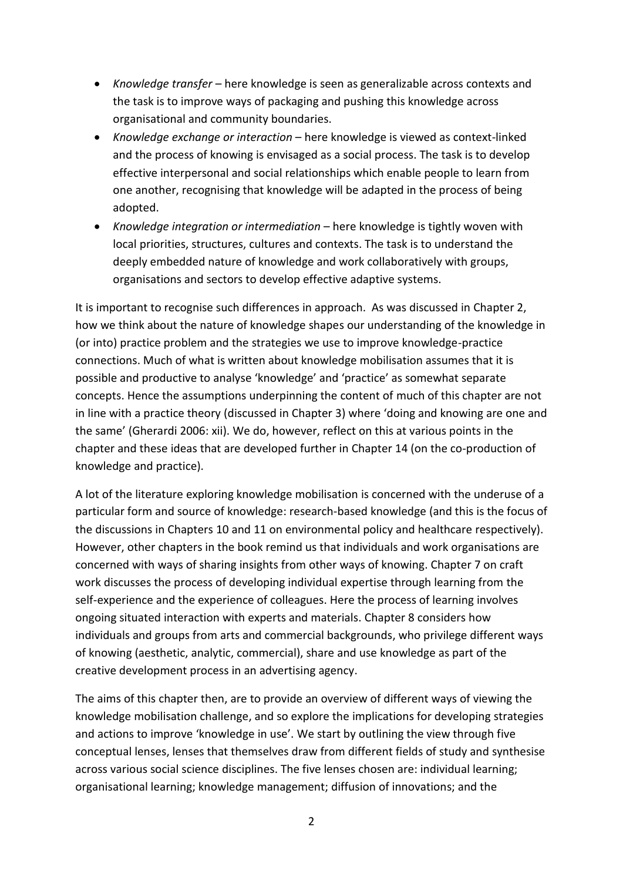- *Knowledge transfer* – here knowledge is seen as generalizable across contexts and the task is to improve ways of packaging and pushing this knowledge across organisational and community boundaries.
- *Knowledge exchange or interaction* – here knowledge is viewed as context-linked and the process of knowing is envisaged as a social process. The task is to develop effective interpersonal and social relationships which enable people to learn from one another, recognising that knowledge will be adapted in the process of being adopted.
- *Knowledge integration or intermediation* – here knowledge is tightly woven with local priorities, structures, cultures and contexts. The task is to understand the deeply embedded nature of knowledge and work collaboratively with groups, organisations and sectors to develop effective adaptive systems.

It is important to recognise such differences in approach. As was discussed in Chapter 2, how we think about the nature of knowledge shapes our understanding of the knowledge in (or into) practice problem and the strategies we use to improve knowledge-practice connections. Much of what is written about knowledge mobilisation assumes that it is possible and productive to analyse 'knowledge' and 'practice' as somewhat separate concepts. Hence the assumptions underpinning the content of much of this chapter are not in line with a practice theory (discussed in Chapter 3) where 'doing and knowing are one and the same' (Gherardi 2006: xii). We do, however, reflect on this at various points in the chapter and these ideas that are developed further in Chapter 14 (on the co-production of knowledge and practice).

A lot of the literature exploring knowledge mobilisation is concerned with the underuse of a particular form and source of knowledge: research-based knowledge (and this is the focus of the discussions in Chapters 10 and 11 on environmental policy and healthcare respectively). However, other chapters in the book remind us that individuals and work organisations are concerned with ways of sharing insights from other ways of knowing. Chapter 7 on craft work discusses the process of developing individual expertise through learning from the self-experience and the experience of colleagues. Here the process of learning involves ongoing situated interaction with experts and materials. Chapter 8 considers how individuals and groups from arts and commercial backgrounds, who privilege different ways of knowing (aesthetic, analytic, commercial), share and use knowledge as part of the creative development process in an advertising agency.

The aims of this chapter then, are to provide an overview of different ways of viewing the knowledge mobilisation challenge, and so explore the implications for developing strategies and actions to improve 'knowledge in use'. We start by outlining the view through five conceptual lenses, lenses that themselves draw from different fields of study and synthesise across various social science disciplines. The five lenses chosen are: individual learning; organisational learning; knowledge management; diffusion of innovations; and the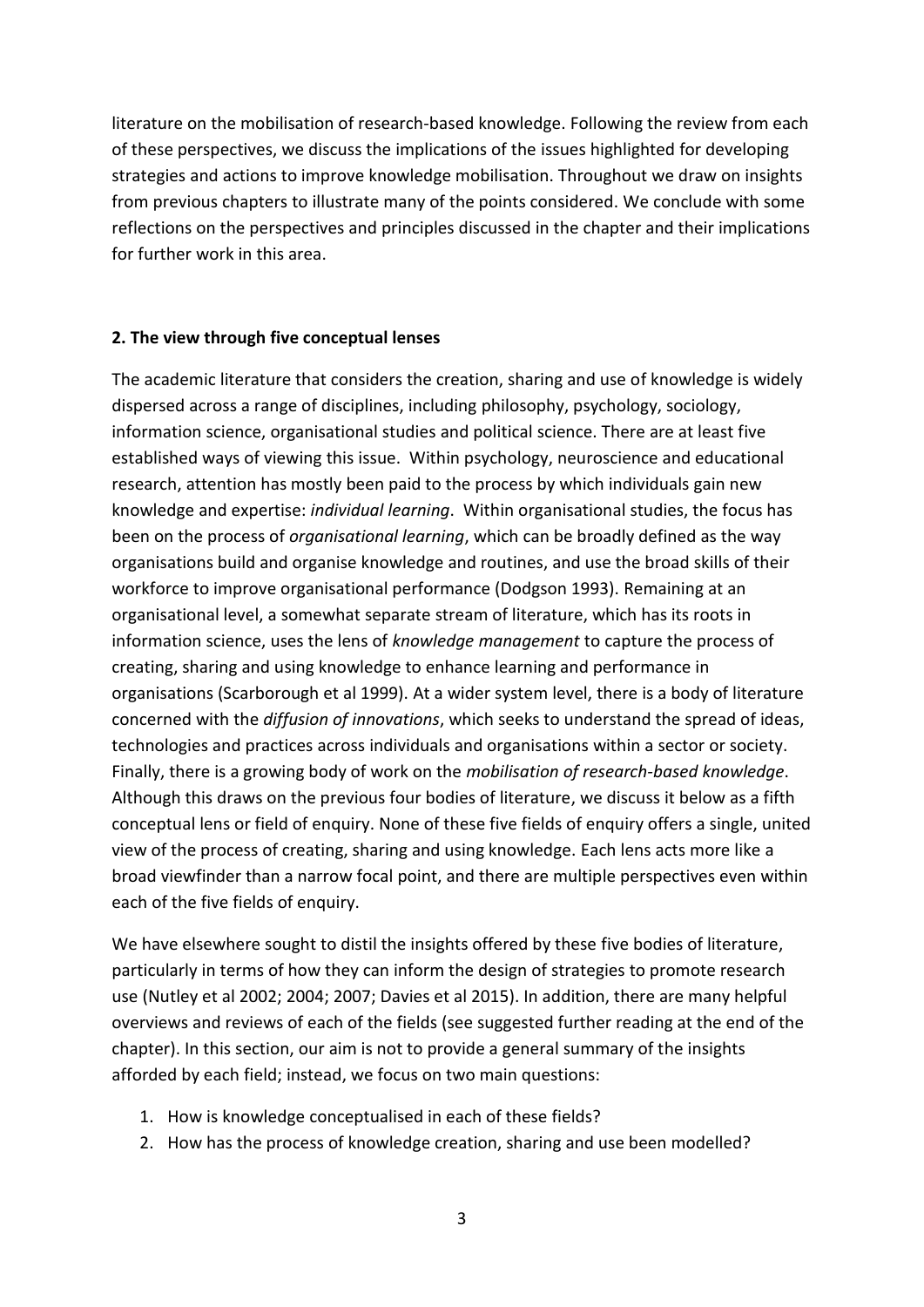literature on the mobilisation of research-based knowledge. Following the review from each of these perspectives, we discuss the implications of the issues highlighted for developing strategies and actions to improve knowledge mobilisation. Throughout we draw on insights from previous chapters to illustrate many of the points considered. We conclude with some reflections on the perspectives and principles discussed in the chapter and their implications for further work in this area.

## 2. The view through five conceptual lenses

The academic literature that considers the creation, sharing and use of knowledge is widely dispersed across a range of disciplines, including philosophy, psychology, sociology, information science, organisational studies and political science. There are at least five established ways of viewing this issue. Within psychology, neuroscience and educational research, attention has mostly been paid to the process by which individuals gain new knowledge and expertise: *individual learning*. Within organisational studies, the focus has been on the process of *organisational learning*, which can be broadly defined as the way organisations build and organise knowledge and routines, and use the broad skills of their workforce to improve organisational performance (Dodgson 1993). Remaining at an organisational level, a somewhat separate stream of literature, which has its roots in information science, uses the lens of *knowledge management* to capture the process of creating, sharing and using knowledge to enhance learning and performance in organisations (Scarborough et al 1999). At a wider system level, there is a body of literature concerned with the *diffusion of innovations*, which seeks to understand the spread of ideas, technologies and practices across individuals and organisations within a sector or society. Finally, there is a growing body of work on the *mobilisation of research-based knowledge*. Although this draws on the previous four bodies of literature, we discuss it below as a fifth conceptual lens or field of enquiry. None of these five fields of enquiry offers a single, united view of the process of creating, sharing and using knowledge. Each lens acts more like a broad viewfinder than a narrow focal point, and there are multiple perspectives even within each of the five fields of enquiry.

We have elsewhere sought to distil the insights offered by these five bodies of literature, particularly in terms of how they can inform the design of strategies to promote research use (Nutley et al 2002; 2004; 2007; Davies et al 2015). In addition, there are many helpful overviews and reviews of each of the fields (see suggested further reading at the end of the chapter). In this section, our aim is not to provide a general summary of the insights afforded by each field; instead, we focus on two main questions:

1. How is knowledge conceptualised in each of these fields?
2. How has the process of knowledge creation, sharing and use been modelled?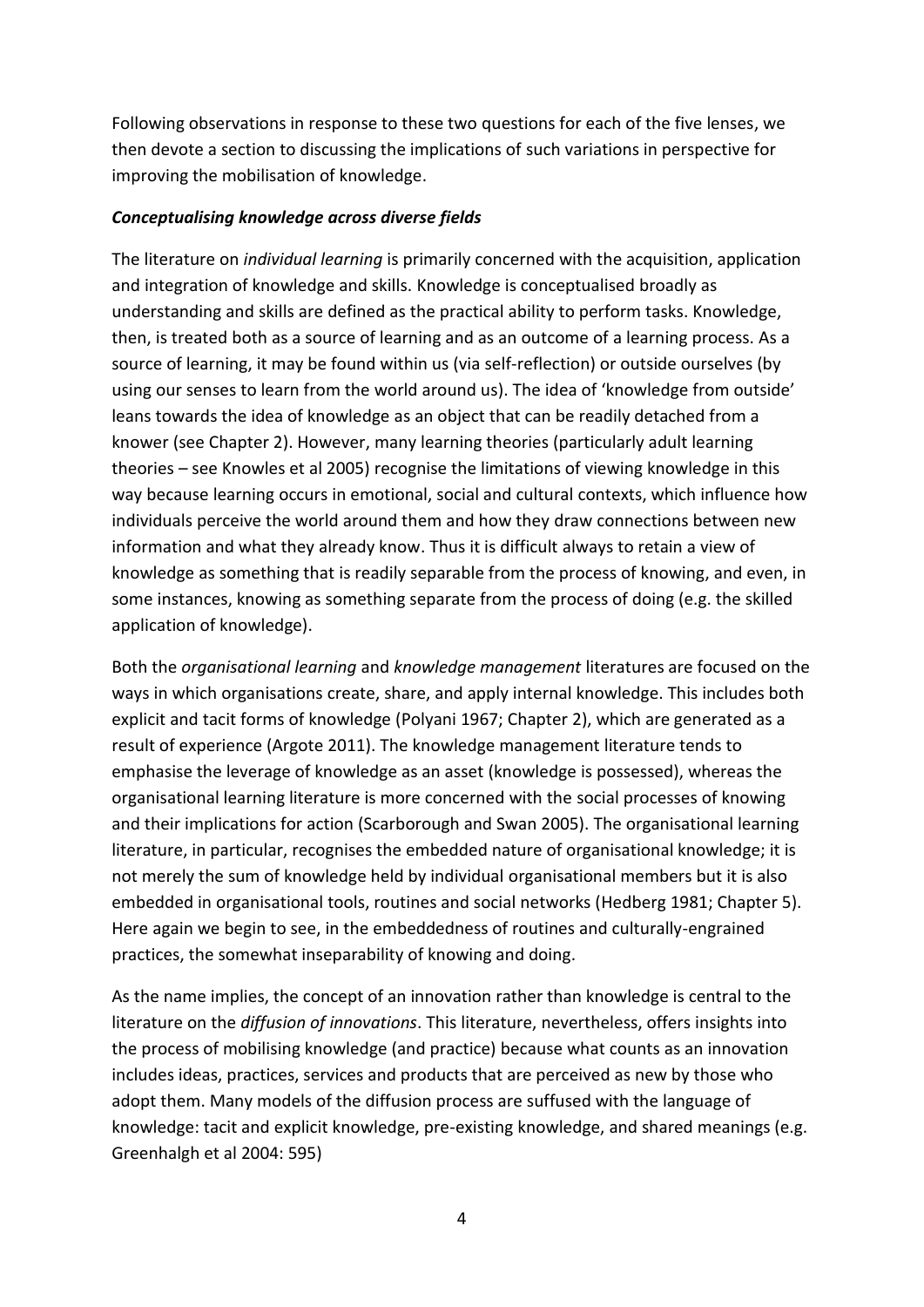Following observations in response to these two questions for each of the five lenses, we then devote a section to discussing the implications of such variations in perspective for improving the mobilisation of knowledge.

### *Conceptualising knowledge across diverse fields*

The literature on *individual learning* is primarily concerned with the acquisition, application and integration of knowledge and skills. Knowledge is conceptualised broadly as understanding and skills are defined as the practical ability to perform tasks. Knowledge, then, is treated both as a source of learning and as an outcome of a learning process. As a source of learning, it may be found within us (via self-reflection) or outside ourselves (by using our senses to learn from the world around us). The idea of 'knowledge from outside' leans towards the idea of knowledge as an object that can be readily detached from a knower (see Chapter 2). However, many learning theories (particularly adult learning theories – see Knowles et al 2005) recognise the limitations of viewing knowledge in this way because learning occurs in emotional, social and cultural contexts, which influence how individuals perceive the world around them and how they draw connections between new information and what they already know. Thus it is difficult always to retain a view of knowledge as something that is readily separable from the process of knowing, and even, in some instances, knowing as something separate from the process of doing (e.g. the skilled application of knowledge).

Both the *organisational learning* and *knowledge management* literatures are focused on the ways in which organisations create, share, and apply internal knowledge. This includes both explicit and tacit forms of knowledge (Polyani 1967; Chapter 2), which are generated as a result of experience (Argote 2011). The knowledge management literature tends to emphasise the leverage of knowledge as an asset (knowledge is possessed), whereas the organisational learning literature is more concerned with the social processes of knowing and their implications for action (Scarborough and Swan 2005). The organisational learning literature, in particular, recognises the embedded nature of organisational knowledge; it is not merely the sum of knowledge held by individual organisational members but it is also embedded in organisational tools, routines and social networks (Hedberg 1981; Chapter 5). Here again we begin to see, in the embeddedness of routines and culturally-engrained practices, the somewhat inseparability of knowing and doing.

As the name implies, the concept of an innovation rather than knowledge is central to the literature on the *diffusion of innovations*. This literature, nevertheless, offers insights into the process of mobilising knowledge (and practice) because what counts as an innovation includes ideas, practices, services and products that are perceived as new by those who adopt them. Many models of the diffusion process are suffused with the language of knowledge: tacit and explicit knowledge, pre-existing knowledge, and shared meanings (e.g. Greenhalgh et al 2004: 595)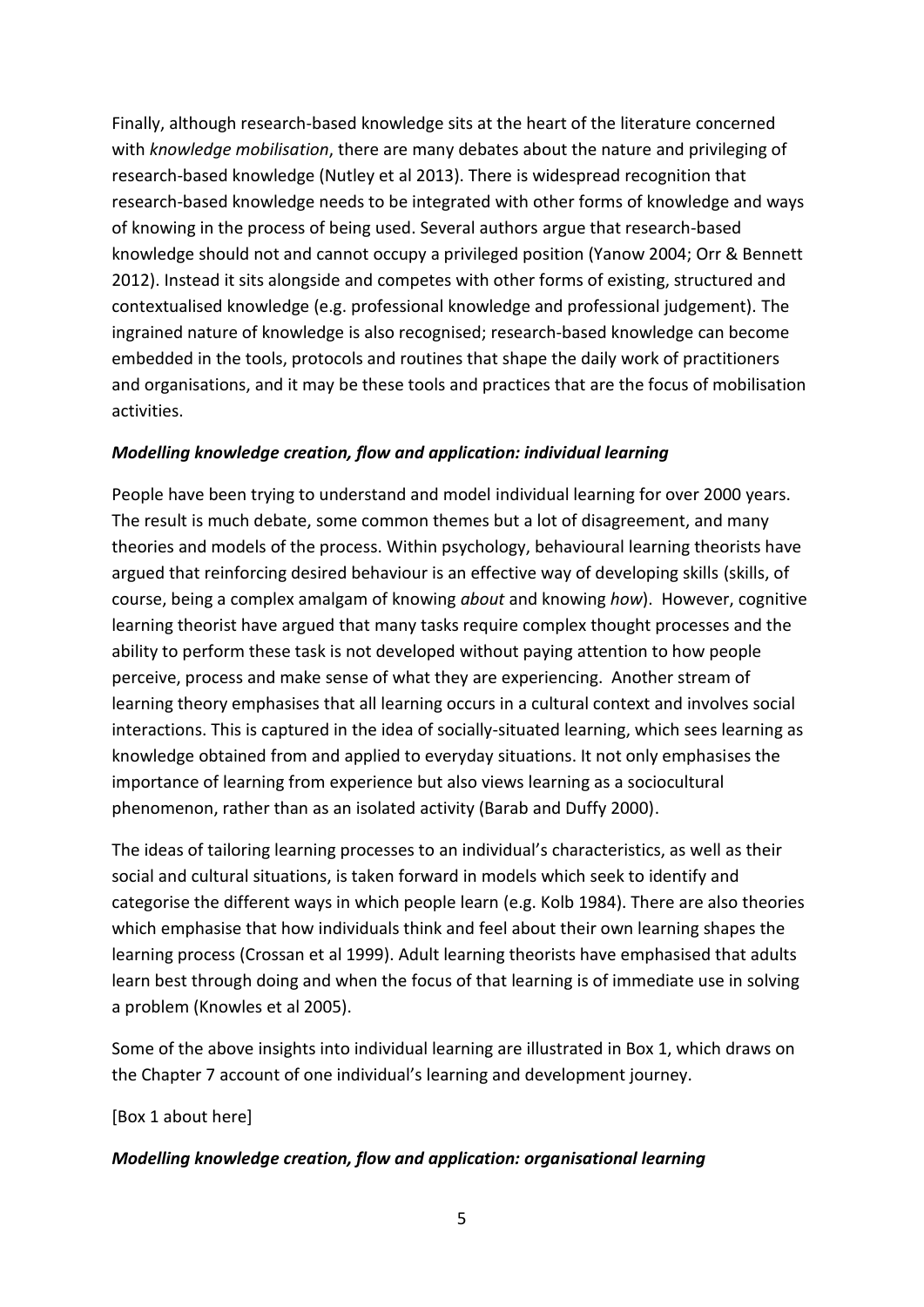Finally, although research-based knowledge sits at the heart of the literature concerned with *knowledge mobilisation*, there are many debates about the nature and privileging of research-based knowledge (Nutley et al 2013). There is widespread recognition that research-based knowledge needs to be integrated with other forms of knowledge and ways of knowing in the process of being used. Several authors argue that research-based knowledge should not and cannot occupy a privileged position (Yanow 2004; Orr & Bennett 2012). Instead it sits alongside and competes with other forms of existing, structured and contextualised knowledge (e.g. professional knowledge and professional judgement). The ingrained nature of knowledge is also recognised; research-based knowledge can become embedded in the tools, protocols and routines that shape the daily work of practitioners and organisations, and it may be these tools and practices that are the focus of mobilisation activities.

### *Modelling knowledge creation, flow and application: individual learning*

People have been trying to understand and model individual learning for over 2000 years. The result is much debate, some common themes but a lot of disagreement, and many theories and models of the process. Within psychology, behavioural learning theorists have argued that reinforcing desired behaviour is an effective way of developing skills (skills, of course, being a complex amalgam of knowing *about* and knowing *how*). However, cognitive learning theorist have argued that many tasks require complex thought processes and the ability to perform these task is not developed without paying attention to how people perceive, process and make sense of what they are experiencing. Another stream of learning theory emphasises that all learning occurs in a cultural context and involves social interactions. This is captured in the idea of socially-situated learning, which sees learning as knowledge obtained from and applied to everyday situations. It not only emphasises the importance of learning from experience but also views learning as a sociocultural phenomenon, rather than as an isolated activity (Barab and Duffy 2000).

The ideas of tailoring learning processes to an individual's characteristics, as well as their social and cultural situations, is taken forward in models which seek to identify and categorise the different ways in which people learn (e.g. Kolb 1984). There are also theories which emphasise that how individuals think and feel about their own learning shapes the learning process (Crossan et al 1999). Adult learning theorists have emphasised that adults learn best through doing and when the focus of that learning is of immediate use in solving a problem (Knowles et al 2005).

Some of the above insights into individual learning are illustrated in Box 1, which draws on the Chapter 7 account of one individual's learning and development journey.

[Box 1 about here]

### *Modelling knowledge creation, flow and application: organisational learning*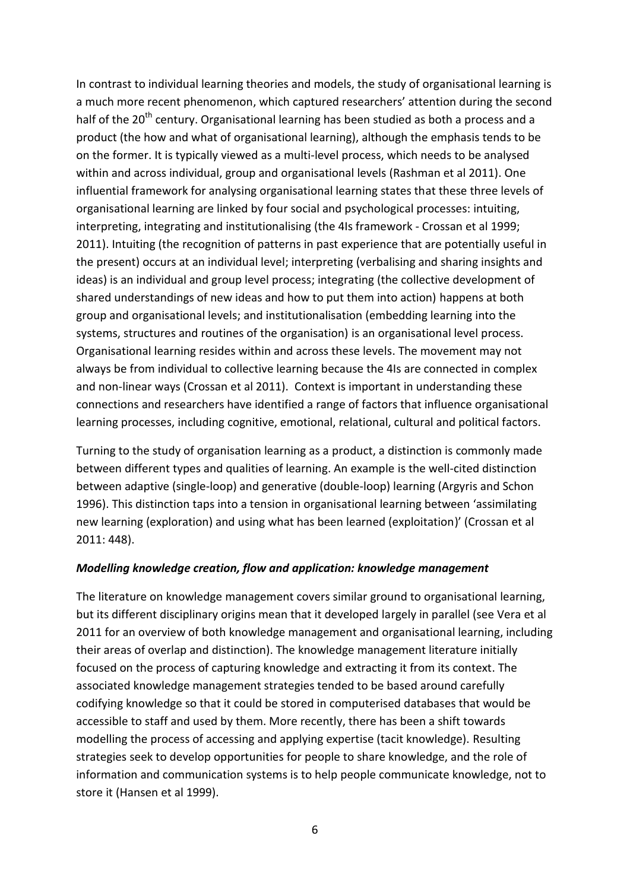In contrast to individual learning theories and models, the study of organisational learning is a much more recent phenomenon, which captured researchers' attention during the second half of the 20th century. Organisational learning has been studied as both a process and a product (the how and what of organisational learning), although the emphasis tends to be on the former. It is typically viewed as a multi-level process, which needs to be analysed within and across individual, group and organisational levels (Rashman et al 2011). One influential framework for analysing organisational learning states that these three levels of organisational learning are linked by four social and psychological processes: intuiting, interpreting, integrating and institutionalising (the 4Is framework - Crossan et al 1999; 2011). Intuiting (the recognition of patterns in past experience that are potentially useful in the present) occurs at an individual level; interpreting (verbalising and sharing insights and ideas) is an individual and group level process; integrating (the collective development of shared understandings of new ideas and how to put them into action) happens at both group and organisational levels; and institutionalisation (embedding learning into the systems, structures and routines of the organisation) is an organisational level process. Organisational learning resides within and across these levels. The movement may not always be from individual to collective learning because the 4Is are connected in complex and non-linear ways (Crossan et al 2011). Context is important in understanding these connections and researchers have identified a range of factors that influence organisational learning processes, including cognitive, emotional, relational, cultural and political factors.

Turning to the study of organisation learning as a product, a distinction is commonly made between different types and qualities of learning. An example is the well-cited distinction between adaptive (single-loop) and generative (double-loop) learning (Argyris and Schon 1996). This distinction taps into a tension in organisational learning between 'assimilating new learning (exploration) and using what has been learned (exploitation)' (Crossan et al 2011: 448).

***Modelling knowledge creation, flow and application: knowledge management***

The literature on knowledge management covers similar ground to organisational learning, but its different disciplinary origins mean that it developed largely in parallel (see Vera et al 2011 for an overview of both knowledge management and organisational learning, including their areas of overlap and distinction). The knowledge management literature initially focused on the process of capturing knowledge and extracting it from its context. The associated knowledge management strategies tended to be based around carefully codifying knowledge so that it could be stored in computerised databases that would be accessible to staff and used by them. More recently, there has been a shift towards modelling the process of accessing and applying expertise (tacit knowledge). Resulting strategies seek to develop opportunities for people to share knowledge, and the role of information and communication systems is to help people communicate knowledge, not to store it (Hansen et al 1999).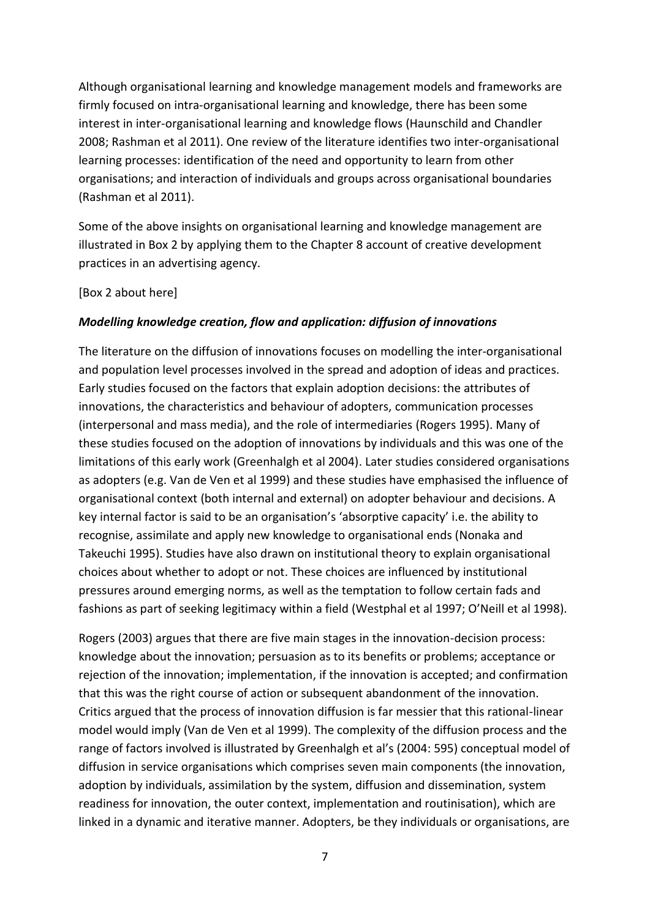Although organisational learning and knowledge management models and frameworks are firmly focused on intra-organisational learning and knowledge, there has been some interest in inter-organisational learning and knowledge flows (Haunschild and Chandler 2008; Rashman et al 2011). One review of the literature identifies two inter-organisational learning processes: identification of the need and opportunity to learn from other organisations; and interaction of individuals and groups across organisational boundaries (Rashman et al 2011).

Some of the above insights on organisational learning and knowledge management are illustrated in Box 2 by applying them to the Chapter 8 account of creative development practices in an advertising agency.

[Box 2 about here]

### *Modelling knowledge creation, flow and application: diffusion of innovations*

The literature on the diffusion of innovations focuses on modelling the inter-organisational and population level processes involved in the spread and adoption of ideas and practices. Early studies focused on the factors that explain adoption decisions: the attributes of innovations, the characteristics and behaviour of adopters, communication processes (interpersonal and mass media), and the role of intermediaries (Rogers 1995). Many of these studies focused on the adoption of innovations by individuals and this was one of the limitations of this early work (Greenhalgh et al 2004). Later studies considered organisations as adopters (e.g. Van de Ven et al 1999) and these studies have emphasised the influence of organisational context (both internal and external) on adopter behaviour and decisions. A key internal factor is said to be an organisation's 'absorptive capacity' i.e. the ability to recognise, assimilate and apply new knowledge to organisational ends (Nonaka and Takeuchi 1995). Studies have also drawn on institutional theory to explain organisational choices about whether to adopt or not. These choices are influenced by institutional pressures around emerging norms, as well as the temptation to follow certain fads and fashions as part of seeking legitimacy within a field (Westphal et al 1997; O'Neill et al 1998).

Rogers (2003) argues that there are five main stages in the innovation-decision process: knowledge about the innovation; persuasion as to its benefits or problems; acceptance or rejection of the innovation; implementation, if the innovation is accepted; and confirmation that this was the right course of action or subsequent abandonment of the innovation. Critics argued that the process of innovation diffusion is far messier that this rational-linear model would imply (Van de Ven et al 1999). The complexity of the diffusion process and the range of factors involved is illustrated by Greenhalgh et al's (2004: 595) conceptual model of diffusion in service organisations which comprises seven main components (the innovation, adoption by individuals, assimilation by the system, diffusion and dissemination, system readiness for innovation, the outer context, implementation and routinisation), which are linked in a dynamic and iterative manner. Adopters, be they individuals or organisations, are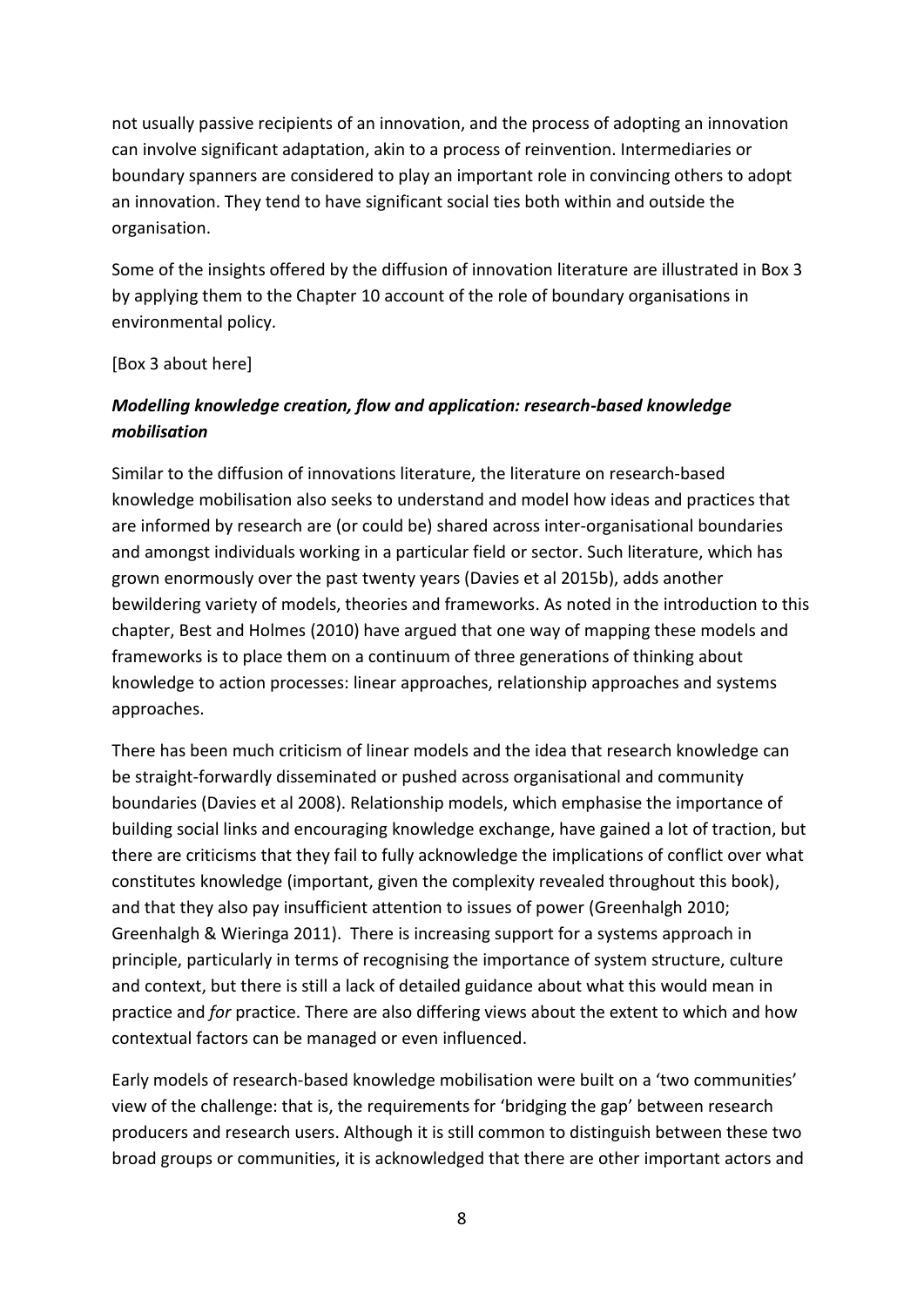not usually passive recipients of an innovation, and the process of adopting an innovation can involve significant adaptation, akin to a process of reinvention. Intermediaries or boundary spanners are considered to play an important role in convincing others to adopt an innovation. They tend to have significant social ties both within and outside the organisation.

Some of the insights offered by the diffusion of innovation literature are illustrated in Box 3 by applying them to the Chapter 10 account of the role of boundary organisations in environmental policy.

[Box 3 about here]

### ***Modelling knowledge creation, flow and application: research-based knowledge mobilisation***

Similar to the diffusion of innovations literature, the literature on research-based knowledge mobilisation also seeks to understand and model how ideas and practices that are informed by research are (or could be) shared across inter-organisational boundaries and amongst individuals working in a particular field or sector. Such literature, which has grown enormously over the past twenty years (Davies et al 2015b), adds another bewildering variety of models, theories and frameworks. As noted in the introduction to this chapter, Best and Holmes (2010) have argued that one way of mapping these models and frameworks is to place them on a continuum of three generations of thinking about knowledge to action processes: linear approaches, relationship approaches and systems approaches.

There has been much criticism of linear models and the idea that research knowledge can be straight-forwardly disseminated or pushed across organisational and community boundaries (Davies et al 2008). Relationship models, which emphasise the importance of building social links and encouraging knowledge exchange, have gained a lot of traction, but there are criticisms that they fail to fully acknowledge the implications of conflict over what constitutes knowledge (important, given the complexity revealed throughout this book), and that they also pay insufficient attention to issues of power (Greenhalgh 2010; Greenhalgh & Wieringa 2011). There is increasing support for a systems approach in principle, particularly in terms of recognising the importance of system structure, culture and context, but there is still a lack of detailed guidance about what this would mean in practice and *for* practice. There are also differing views about the extent to which and how contextual factors can be managed or even influenced.

Early models of research-based knowledge mobilisation were built on a 'two communities' view of the challenge: that is, the requirements for 'bridging the gap' between research producers and research users. Although it is still common to distinguish between these two broad groups or communities, it is acknowledged that there are other important actors and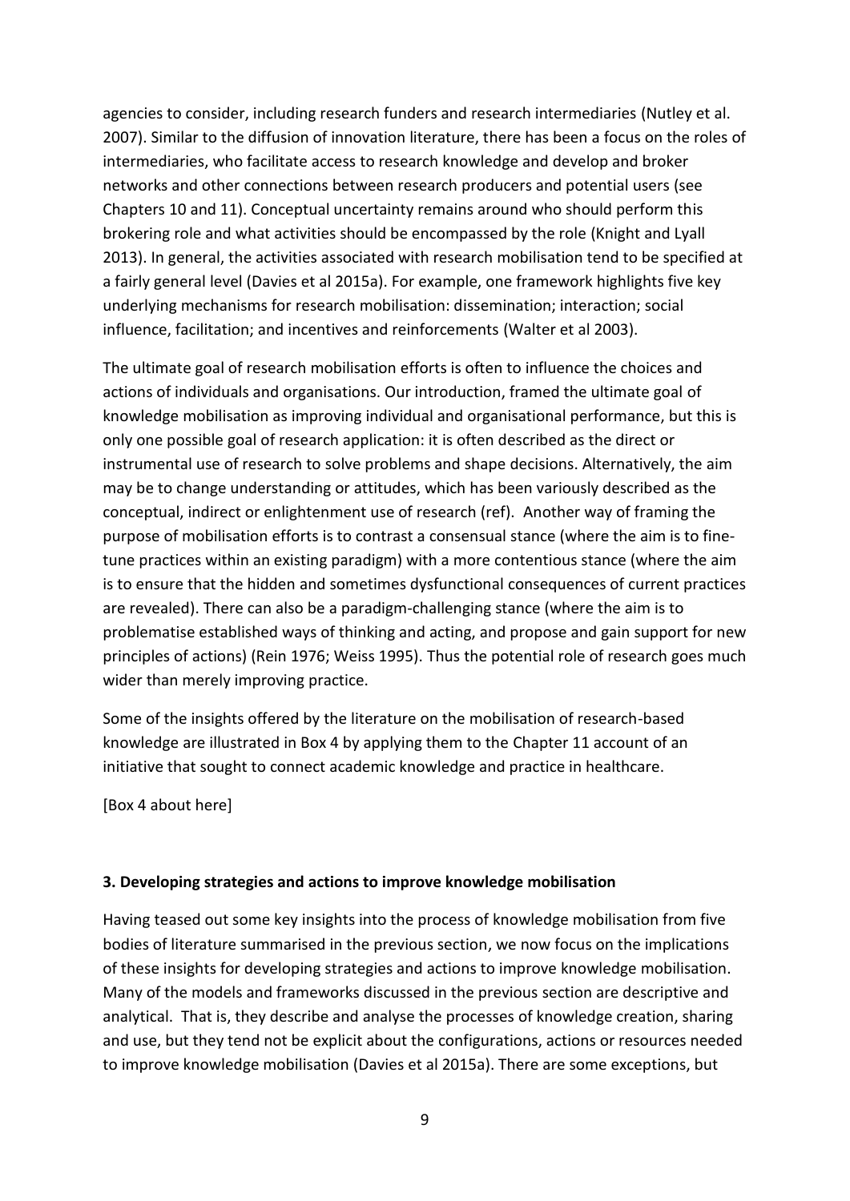agencies to consider, including research funders and research intermediaries (Nutley et al. 2007). Similar to the diffusion of innovation literature, there has been a focus on the roles of intermediaries, who facilitate access to research knowledge and develop and broker networks and other connections between research producers and potential users (see Chapters 10 and 11). Conceptual uncertainty remains around who should perform this brokering role and what activities should be encompassed by the role (Knight and Lyall 2013). In general, the activities associated with research mobilisation tend to be specified at a fairly general level (Davies et al 2015a). For example, one framework highlights five key underlying mechanisms for research mobilisation: dissemination; interaction; social influence, facilitation; and incentives and reinforcements (Walter et al 2003).

The ultimate goal of research mobilisation efforts is often to influence the choices and actions of individuals and organisations. Our introduction, framed the ultimate goal of knowledge mobilisation as improving individual and organisational performance, but this is only one possible goal of research application: it is often described as the direct or instrumental use of research to solve problems and shape decisions. Alternatively, the aim may be to change understanding or attitudes, which has been variously described as the conceptual, indirect or enlightenment use of research (ref). Another way of framing the purpose of mobilisation efforts is to contrast a consensual stance (where the aim is to fine-tune practices within an existing paradigm) with a more contentious stance (where the aim is to ensure that the hidden and sometimes dysfunctional consequences of current practices are revealed). There can also be a paradigm-challenging stance (where the aim is to problematise established ways of thinking and acting, and propose and gain support for new principles of actions) (Rein 1976; Weiss 1995). Thus the potential role of research goes much wider than merely improving practice.

Some of the insights offered by the literature on the mobilisation of research-based knowledge are illustrated in Box 4 by applying them to the Chapter 11 account of an initiative that sought to connect academic knowledge and practice in healthcare.

[Box 4 about here]

### 3. Developing strategies and actions to improve knowledge mobilisation

Having teased out some key insights into the process of knowledge mobilisation from five bodies of literature summarised in the previous section, we now focus on the implications of these insights for developing strategies and actions to improve knowledge mobilisation. Many of the models and frameworks discussed in the previous section are descriptive and analytical. That is, they describe and analyse the processes of knowledge creation, sharing and use, but they tend not be explicit about the configurations, actions or resources needed to improve knowledge mobilisation (Davies et al 2015a). There are some exceptions, but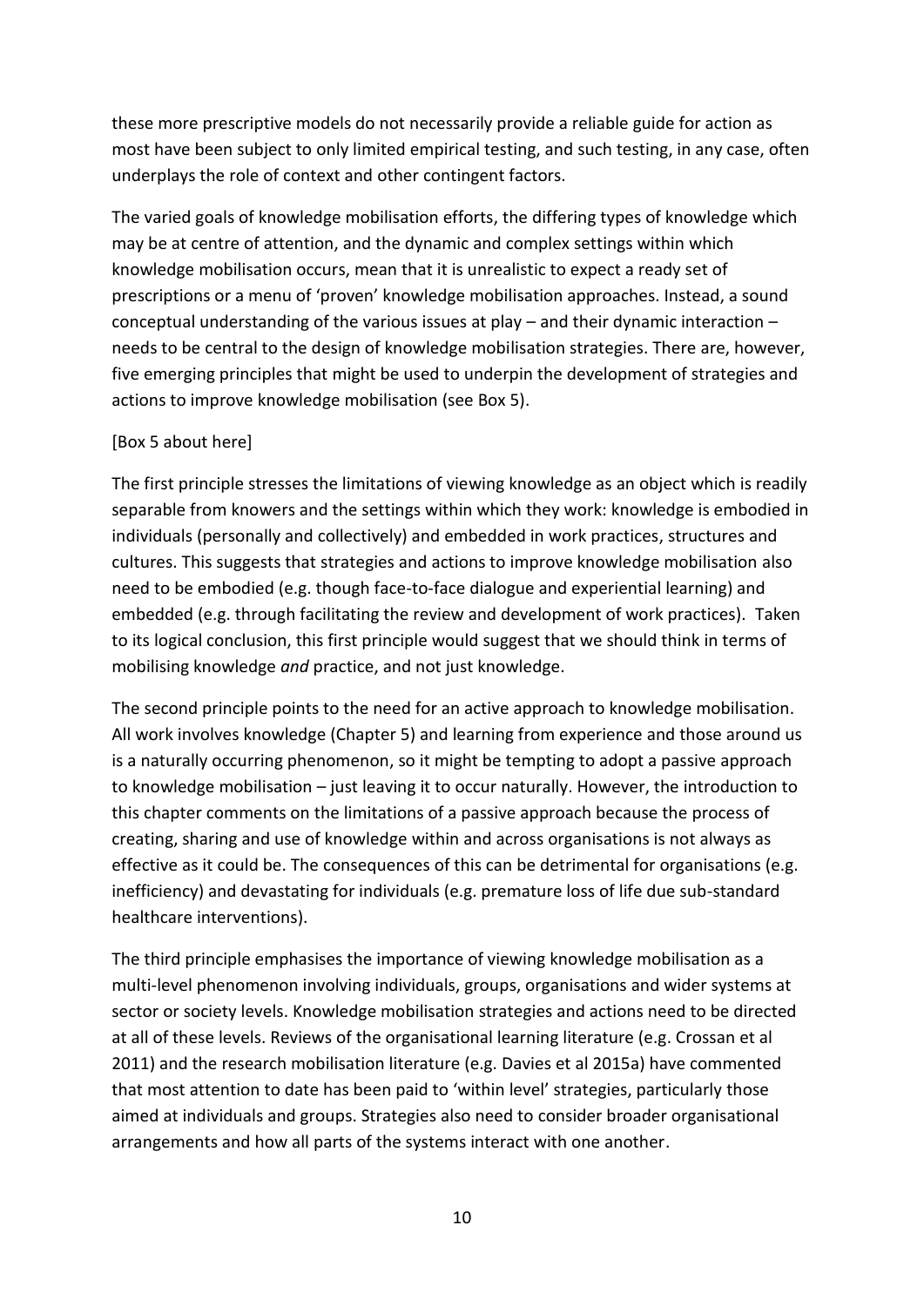these more prescriptive models do not necessarily provide a reliable guide for action as most have been subject to only limited empirical testing, and such testing, in any case, often underplays the role of context and other contingent factors.

The varied goals of knowledge mobilisation efforts, the differing types of knowledge which may be at centre of attention, and the dynamic and complex settings within which knowledge mobilisation occurs, mean that it is unrealistic to expect a ready set of prescriptions or a menu of 'proven' knowledge mobilisation approaches. Instead, a sound conceptual understanding of the various issues at play – and their dynamic interaction – needs to be central to the design of knowledge mobilisation strategies. There are, however, five emerging principles that might be used to underpin the development of strategies and actions to improve knowledge mobilisation (see Box 5).

[Box 5 about here]

The first principle stresses the limitations of viewing knowledge as an object which is readily separable from knowers and the settings within which they work: knowledge is embodied in individuals (personally and collectively) and embedded in work practices, structures and cultures. This suggests that strategies and actions to improve knowledge mobilisation also need to be embodied (e.g. though face-to-face dialogue and experiential learning) and embedded (e.g. through facilitating the review and development of work practices). Taken to its logical conclusion, this first principle would suggest that we should think in terms of mobilising knowledge *and* practice, and not just knowledge.

The second principle points to the need for an active approach to knowledge mobilisation. All work involves knowledge (Chapter 5) and learning from experience and those around us is a naturally occurring phenomenon, so it might be tempting to adopt a passive approach to knowledge mobilisation – just leaving it to occur naturally. However, the introduction to this chapter comments on the limitations of a passive approach because the process of creating, sharing and use of knowledge within and across organisations is not always as effective as it could be. The consequences of this can be detrimental for organisations (e.g. inefficiency) and devastating for individuals (e.g. premature loss of life due sub-standard healthcare interventions).

The third principle emphasises the importance of viewing knowledge mobilisation as a multi-level phenomenon involving individuals, groups, organisations and wider systems at sector or society levels. Knowledge mobilisation strategies and actions need to be directed at all of these levels. Reviews of the organisational learning literature (e.g. Crossan et al 2011) and the research mobilisation literature (e.g. Davies et al 2015a) have commented that most attention to date has been paid to 'within level' strategies, particularly those aimed at individuals and groups. Strategies also need to consider broader organisational arrangements and how all parts of the systems interact with one another.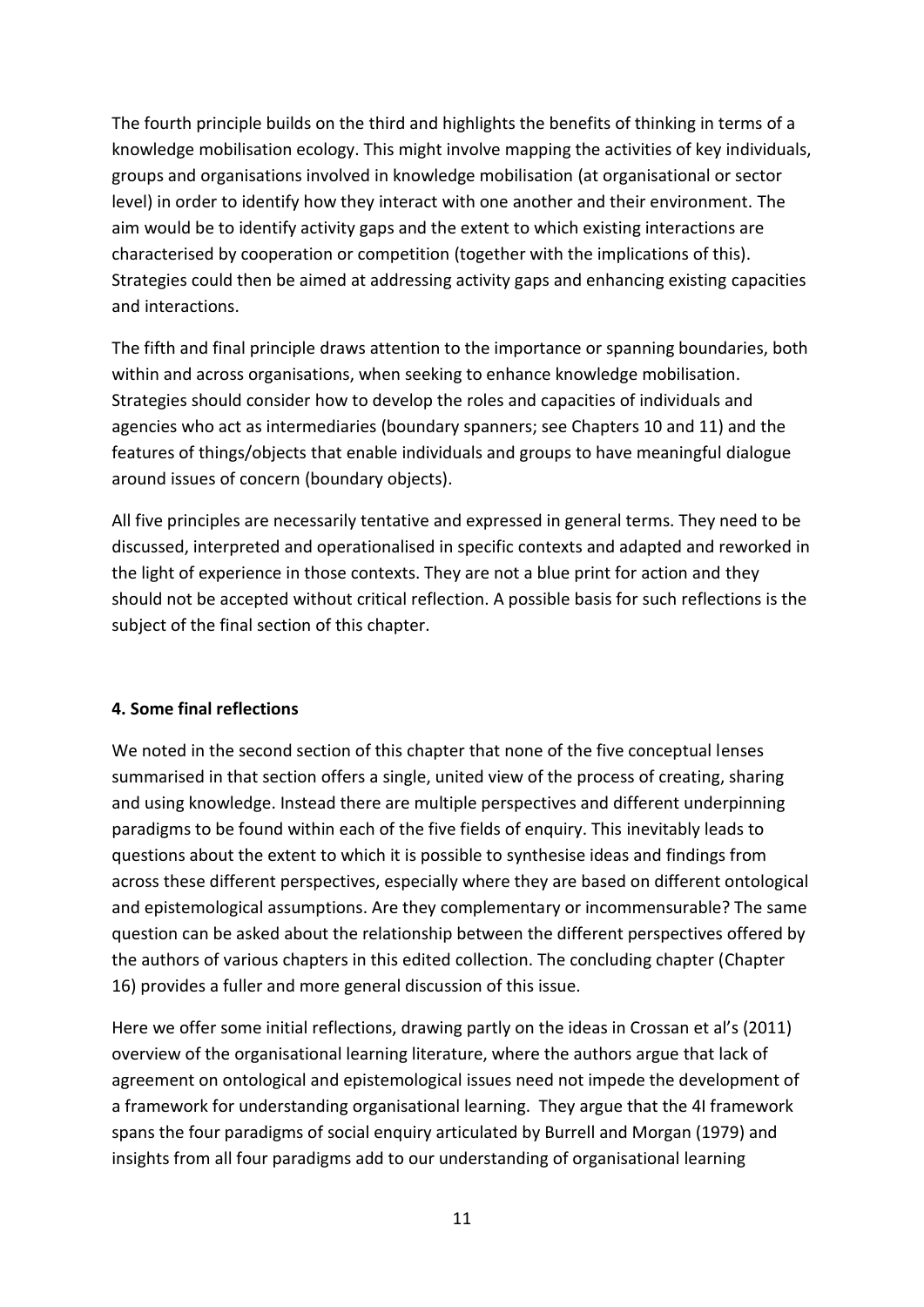The fourth principle builds on the third and highlights the benefits of thinking in terms of a knowledge mobilisation ecology. This might involve mapping the activities of key individuals, groups and organisations involved in knowledge mobilisation (at organisational or sector level) in order to identify how they interact with one another and their environment. The aim would be to identify activity gaps and the extent to which existing interactions are characterised by cooperation or competition (together with the implications of this). Strategies could then be aimed at addressing activity gaps and enhancing existing capacities and interactions.

The fifth and final principle draws attention to the importance or spanning boundaries, both within and across organisations, when seeking to enhance knowledge mobilisation. Strategies should consider how to develop the roles and capacities of individuals and agencies who act as intermediaries (boundary spanners; see Chapters 10 and 11) and the features of things/objects that enable individuals and groups to have meaningful dialogue around issues of concern (boundary objects).

All five principles are necessarily tentative and expressed in general terms. They need to be discussed, interpreted and operationalised in specific contexts and adapted and reworked in the light of experience in those contexts. They are not a blue print for action and they should not be accepted without critical reflection. A possible basis for such reflections is the subject of the final section of this chapter.

**4. Some final reflections**

We noted in the second section of this chapter that none of the five conceptual lenses summarised in that section offers a single, united view of the process of creating, sharing and using knowledge. Instead there are multiple perspectives and different underpinning paradigms to be found within each of the five fields of enquiry. This inevitably leads to questions about the extent to which it is possible to synthesise ideas and findings from across these different perspectives, especially where they are based on different ontological and epistemological assumptions. Are they complementary or incommensurable? The same question can be asked about the relationship between the different perspectives offered by the authors of various chapters in this edited collection. The concluding chapter (Chapter 16) provides a fuller and more general discussion of this issue.

Here we offer some initial reflections, drawing partly on the ideas in Crossan et al's (2011) overview of the organisational learning literature, where the authors argue that lack of agreement on ontological and epistemological issues need not impede the development of a framework for understanding organisational learning. They argue that the 4I framework spans the four paradigms of social enquiry articulated by Burrell and Morgan (1979) and insights from all four paradigms add to our understanding of organisational learning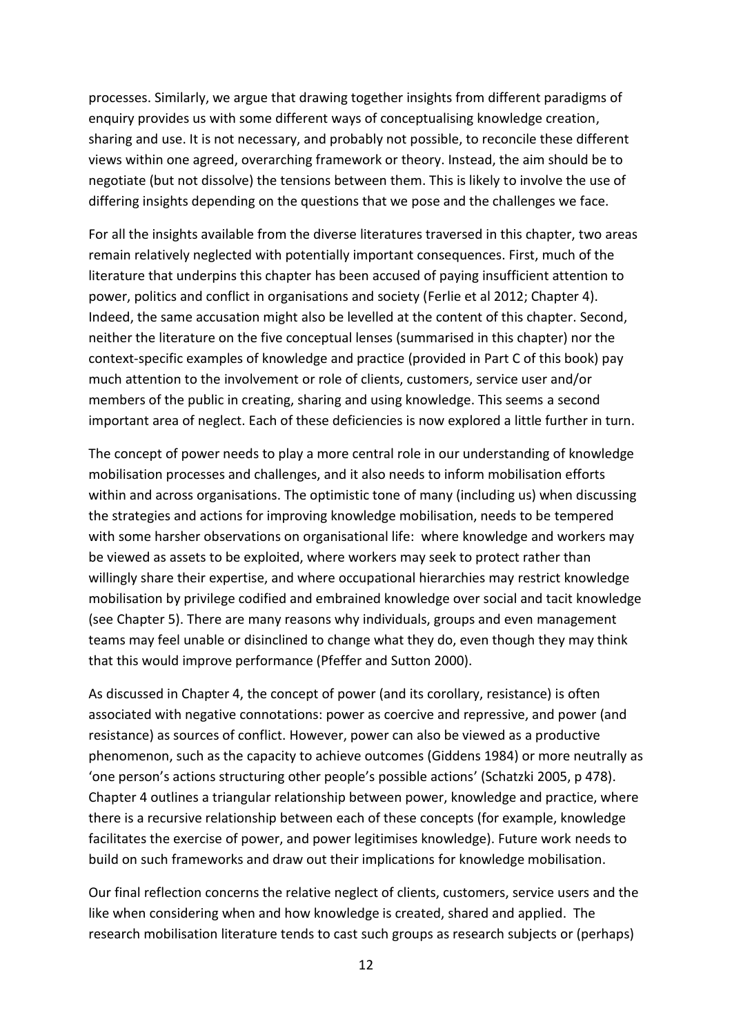processes. Similarly, we argue that drawing together insights from different paradigms of enquiry provides us with some different ways of conceptualising knowledge creation, sharing and use. It is not necessary, and probably not possible, to reconcile these different views within one agreed, overarching framework or theory. Instead, the aim should be to negotiate (but not dissolve) the tensions between them. This is likely to involve the use of differing insights depending on the questions that we pose and the challenges we face.

For all the insights available from the diverse literatures traversed in this chapter, two areas remain relatively neglected with potentially important consequences. First, much of the literature that underpins this chapter has been accused of paying insufficient attention to power, politics and conflict in organisations and society (Ferlie et al 2012; Chapter 4). Indeed, the same accusation might also be levelled at the content of this chapter. Second, neither the literature on the five conceptual lenses (summarised in this chapter) nor the context-specific examples of knowledge and practice (provided in Part C of this book) pay much attention to the involvement or role of clients, customers, service user and/or members of the public in creating, sharing and using knowledge. This seems a second important area of neglect. Each of these deficiencies is now explored a little further in turn.

The concept of power needs to play a more central role in our understanding of knowledge mobilisation processes and challenges, and it also needs to inform mobilisation efforts within and across organisations. The optimistic tone of many (including us) when discussing the strategies and actions for improving knowledge mobilisation, needs to be tempered with some harsher observations on organisational life: where knowledge and workers may be viewed as assets to be exploited, where workers may seek to protect rather than willingly share their expertise, and where occupational hierarchies may restrict knowledge mobilisation by privilege codified and embrained knowledge over social and tacit knowledge (see Chapter 5). There are many reasons why individuals, groups and even management teams may feel unable or disinclined to change what they do, even though they may think that this would improve performance (Pfeffer and Sutton 2000).

As discussed in Chapter 4, the concept of power (and its corollary, resistance) is often associated with negative connotations: power as coercive and repressive, and power (and resistance) as sources of conflict. However, power can also be viewed as a productive phenomenon, such as the capacity to achieve outcomes (Giddens 1984) or more neutrally as 'one person's actions structuring other people's possible actions' (Schatzki 2005, p 478). Chapter 4 outlines a triangular relationship between power, knowledge and practice, where there is a recursive relationship between each of these concepts (for example, knowledge facilitates the exercise of power, and power legitimises knowledge). Future work needs to build on such frameworks and draw out their implications for knowledge mobilisation.

Our final reflection concerns the relative neglect of clients, customers, service users and the like when considering when and how knowledge is created, shared and applied. The research mobilisation literature tends to cast such groups as research subjects or (perhaps)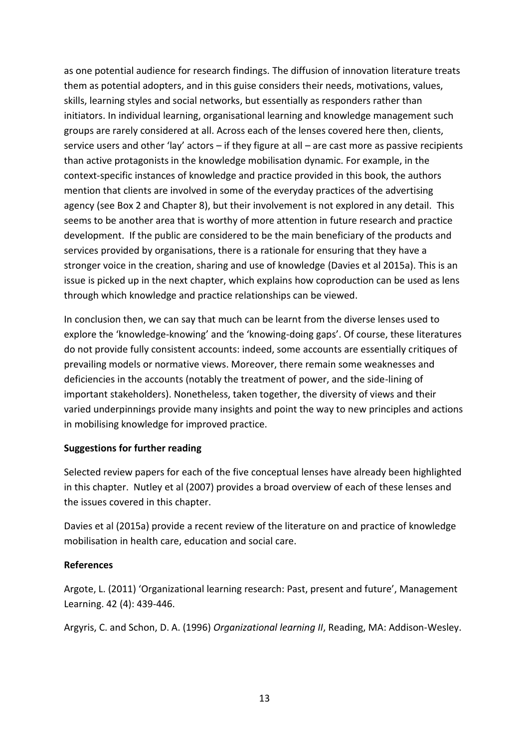as one potential audience for research findings. The diffusion of innovation literature treats them as potential adopters, and in this guise considers their needs, motivations, values, skills, learning styles and social networks, but essentially as responders rather than initiators. In individual learning, organisational learning and knowledge management such groups are rarely considered at all. Across each of the lenses covered here then, clients, service users and other 'lay' actors – if they figure at all – are cast more as passive recipients than active protagonists in the knowledge mobilisation dynamic. For example, in the context-specific instances of knowledge and practice provided in this book, the authors mention that clients are involved in some of the everyday practices of the advertising agency (see Box 2 and Chapter 8), but their involvement is not explored in any detail. This seems to be another area that is worthy of more attention in future research and practice development. If the public are considered to be the main beneficiary of the products and services provided by organisations, there is a rationale for ensuring that they have a stronger voice in the creation, sharing and use of knowledge (Davies et al 2015a). This is an issue is picked up in the next chapter, which explains how coproduction can be used as lens through which knowledge and practice relationships can be viewed.

In conclusion then, we can say that much can be learnt from the diverse lenses used to explore the 'knowledge-knowing' and the 'knowing-doing gaps'. Of course, these literatures do not provide fully consistent accounts: indeed, some accounts are essentially critiques of prevailing models or normative views. Moreover, there remain some weaknesses and deficiencies in the accounts (notably the treatment of power, and the side-lining of important stakeholders). Nonetheless, taken together, the diversity of views and their varied underpinnings provide many insights and point the way to new principles and actions in mobilising knowledge for improved practice.

**Suggestions for further reading**

Selected review papers for each of the five conceptual lenses have already been highlighted in this chapter. Nutley et al (2007) provides a broad overview of each of these lenses and the issues covered in this chapter.

Davies et al (2015a) provide a recent review of the literature on and practice of knowledge mobilisation in health care, education and social care.

**References**

Argote, L. (2011) 'Organizational learning research: Past, present and future', Management Learning. 42 (4): 439-446.

Argyris, C. and Schon, D. A. (1996) *Organizational learning II*, Reading, MA: Addison-Wesley.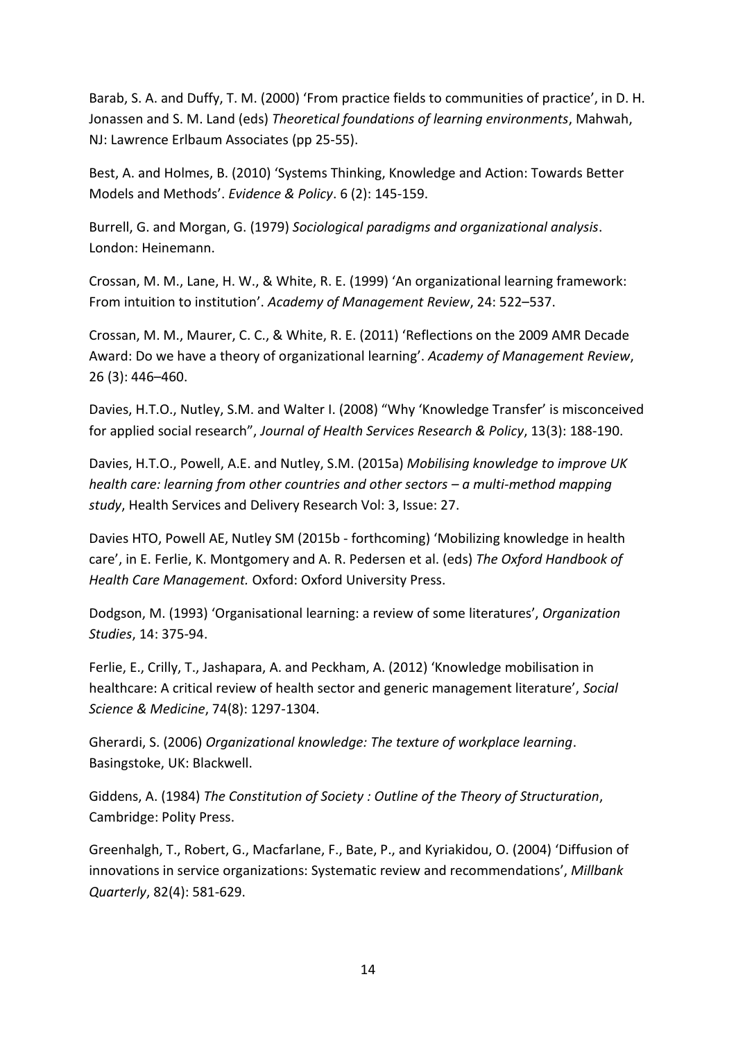Barab, S. A. and Duffy, T. M. (2000) 'From practice fields to communities of practice', in D. H. Jonassen and S. M. Land (eds) *Theoretical foundations of learning environments*, Mahwah, NJ: Lawrence Erlbaum Associates (pp 25-55).

Best, A. and Holmes, B. (2010) 'Systems Thinking, Knowledge and Action: Towards Better Models and Methods'. *Evidence & Policy*. 6 (2): 145-159.

Burrell, G. and Morgan, G. (1979) *Sociological paradigms and organizational analysis*. London: Heinemann.

Crossan, M. M., Lane, H. W., & White, R. E. (1999) 'An organizational learning framework: From intuition to institution'. *Academy of Management Review*, 24: 522–537.

Crossan, M. M., Maurer, C. C., & White, R. E. (2011) 'Reflections on the 2009 AMR Decade Award: Do we have a theory of organizational learning'. *Academy of Management Review*, 26 (3): 446–460.

Davies, H.T.O., Nutley, S.M. and Walter I. (2008) "Why 'Knowledge Transfer' is misconceived for applied social research", *Journal of Health Services Research & Policy*, 13(3): 188-190.

Davies, H.T.O., Powell, A.E. and Nutley, S.M. (2015a) *Mobilising knowledge to improve UK health care: learning from other countries and other sectors – a multi-method mapping study*, Health Services and Delivery Research Vol: 3, Issue: 27.

Davies HTO, Powell AE, Nutley SM (2015b - forthcoming) 'Mobilizing knowledge in health care', in E. Ferlie, K. Montgomery and A. R. Pedersen et al. (eds) *The Oxford Handbook of Health Care Management.* Oxford: Oxford University Press.

Dodgson, M. (1993) 'Organisational learning: a review of some literatures', *Organization Studies*, 14: 375-94.

Ferlie, E., Crilly, T., Jashapara, A. and Peckham, A. (2012) 'Knowledge mobilisation in healthcare: A critical review of health sector and generic management literature', *Social Science & Medicine*, 74(8): 1297-1304.

Gherardi, S. (2006) *Organizational knowledge: The texture of workplace learning*. Basingstoke, UK: Blackwell.

Giddens, A. (1984) *The Constitution of Society : Outline of the Theory of Structuration*, Cambridge: Polity Press.

Greenhalgh, T., Robert, G., Macfarlane, F., Bate, P., and Kyriakidou, O. (2004) 'Diffusion of innovations in service organizations: Systematic review and recommendations', *Millbank Quarterly*, 82(4): 581-629.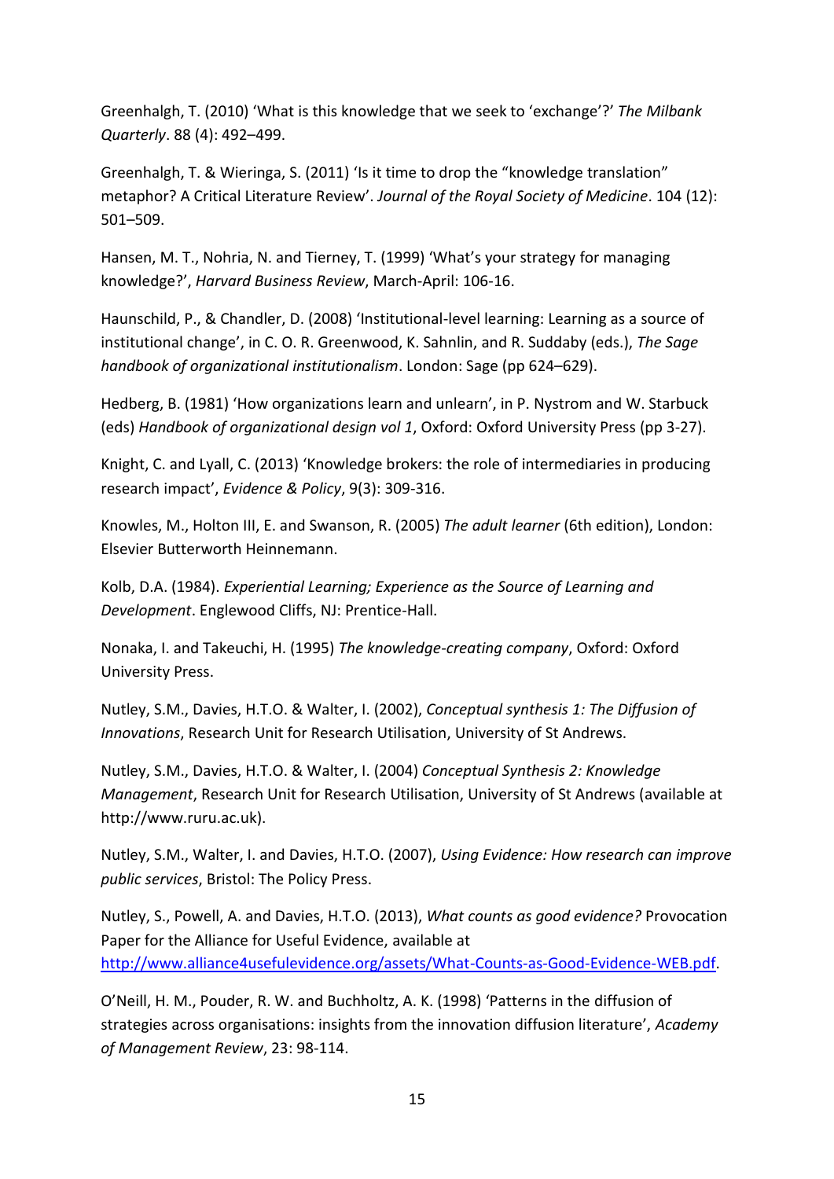Greenhalgh, T. (2010) 'What is this knowledge that we seek to 'exchange'?' *The Milbank Quarterly*. 88 (4): 492–499.

Greenhalgh, T. & Wieringa, S. (2011) 'Is it time to drop the "knowledge translation" metaphor? A Critical Literature Review'. *Journal of the Royal Society of Medicine*. 104 (12): 501–509.

Hansen, M. T., Nohria, N. and Tierney, T. (1999) 'What's your strategy for managing knowledge?', *Harvard Business Review*, March-April: 106-16.

Haunschild, P., & Chandler, D. (2008) 'Institutional-level learning: Learning as a source of institutional change', in C. O. R. Greenwood, K. Sahnlin, and R. Suddaby (eds.), *The Sage handbook of organizational institutionalism*. London: Sage (pp 624–629).

Hedberg, B. (1981) 'How organizations learn and unlearn', in P. Nystrom and W. Starbuck (eds) *Handbook of organizational design vol 1*, Oxford: Oxford University Press (pp 3-27).

Knight, C. and Lyall, C. (2013) 'Knowledge brokers: the role of intermediaries in producing research impact', *Evidence & Policy*, 9(3): 309-316.

Knowles, M., Holton III, E. and Swanson, R. (2005) *The adult learner* (6th edition), London: Elsevier Butterworth Heinnemann.

Kolb, D.A. (1984). *Experiential Learning; Experience as the Source of Learning and Development*. Englewood Cliffs, NJ: Prentice-Hall.

Nonaka, I. and Takeuchi, H. (1995) *The knowledge-creating company*, Oxford: Oxford University Press.

Nutley, S.M., Davies, H.T.O. & Walter, I. (2002), *Conceptual synthesis 1: The Diffusion of Innovations*, Research Unit for Research Utilisation, University of St Andrews.

Nutley, S.M., Davies, H.T.O. & Walter, I. (2004) *Conceptual Synthesis 2: Knowledge Management*, Research Unit for Research Utilisation, University of St Andrews (available at http://www.ruru.ac.uk).

Nutley, S.M., Walter, I. and Davies, H.T.O. (2007), *Using Evidence: How research can improve public services*, Bristol: The Policy Press.

Nutley, S., Powell, A. and Davies, H.T.O. (2013), *What counts as good evidence?* Provocation Paper for the Alliance for Useful Evidence, available at [http://www.alliance4usefulevidence.org/assets/What-Counts-as-Good-Evidence-WEB.pdf](http://www.alliance4usefulevidence.org/assets/What-Counts-as-Good-Evidence-WEB.pdf).

O'Neill, H. M., Pouder, R. W. and Buchholtz, A. K. (1998) 'Patterns in the diffusion of strategies across organisations: insights from the innovation diffusion literature', *Academy of Management Review*, 23: 98-114.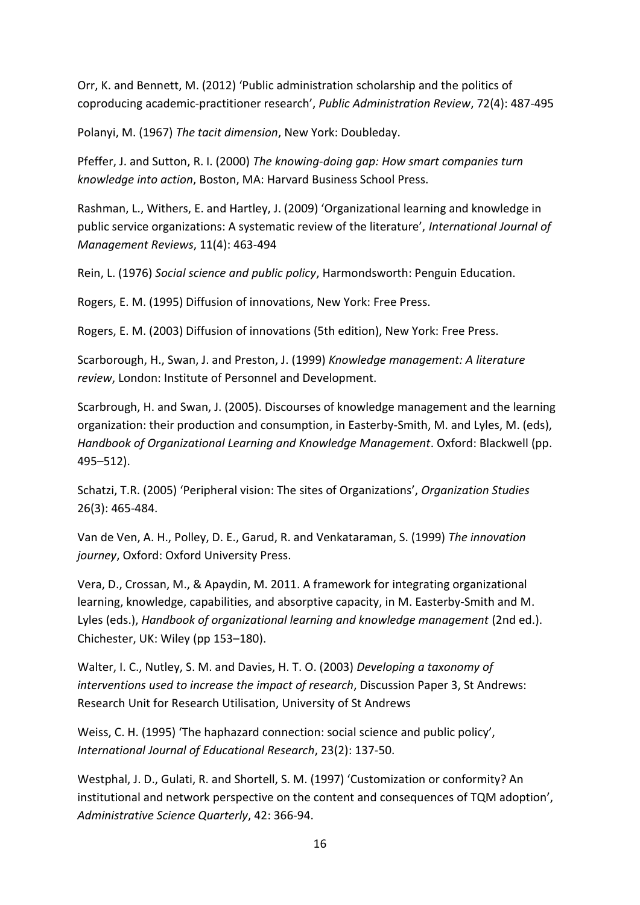Orr, K. and Bennett, M. (2012) 'Public administration scholarship and the politics of coproducing academic-practitioner research', *Public Administration Review*, 72(4): 487-495

Polanyi, M. (1967) *The tacit dimension*, New York: Doubleday.

Pfeffer, J. and Sutton, R. I. (2000) *The knowing-doing gap: How smart companies turn knowledge into action*, Boston, MA: Harvard Business School Press.

Rashman, L., Withers, E. and Hartley, J. (2009) 'Organizational learning and knowledge in public service organizations: A systematic review of the literature', *International Journal of Management Reviews*, 11(4): 463-494

Rein, L. (1976) *Social science and public policy*, Harmondsworth: Penguin Education.

Rogers, E. M. (1995) Diffusion of innovations, New York: Free Press.

Rogers, E. M. (2003) Diffusion of innovations (5th edition), New York: Free Press.

Scarborough, H., Swan, J. and Preston, J. (1999) *Knowledge management: A literature review*, London: Institute of Personnel and Development.

Scarbrough, H. and Swan, J. (2005). Discourses of knowledge management and the learning organization: their production and consumption, in Easterby-Smith, M. and Lyles, M. (eds), *Handbook of Organizational Learning and Knowledge Management*. Oxford: Blackwell (pp. 495–512).

Schatzi, T.R. (2005) 'Peripheral vision: The sites of Organizations', *Organization Studies* 26(3): 465-484.

Van de Ven, A. H., Polley, D. E., Garud, R. and Venkataraman, S. (1999) *The innovation journey*, Oxford: Oxford University Press.

Vera, D., Crossan, M., & Apaydin, M. 2011. A framework for integrating organizational learning, knowledge, capabilities, and absorptive capacity, in M. Easterby-Smith and M. Lyles (eds.), *Handbook of organizational learning and knowledge management* (2nd ed.). Chichester, UK: Wiley (pp 153–180).

Walter, I. C., Nutley, S. M. and Davies, H. T. O. (2003) *Developing a taxonomy of interventions used to increase the impact of research*, Discussion Paper 3, St Andrews: Research Unit for Research Utilisation, University of St Andrews

Weiss, C. H. (1995) 'The haphazard connection: social science and public policy', *International Journal of Educational Research*, 23(2): 137-50.

Westphal, J. D., Gulati, R. and Shortell, S. M. (1997) 'Customization or conformity? An institutional and network perspective on the content and consequences of TQM adoption', *Administrative Science Quarterly*, 42: 366-94.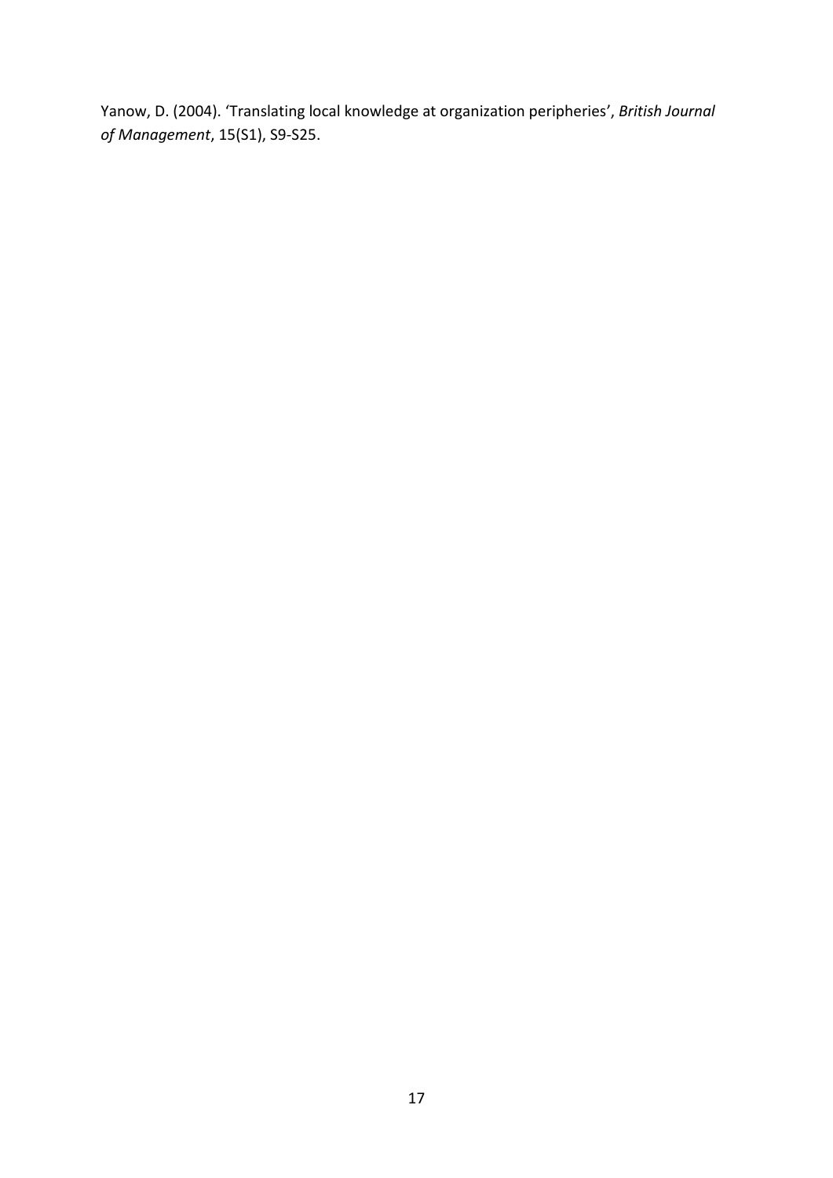Yanow, D. (2004). 'Translating local knowledge at organization peripheries', *British Journal of Management*, 15(S1), S9-S25.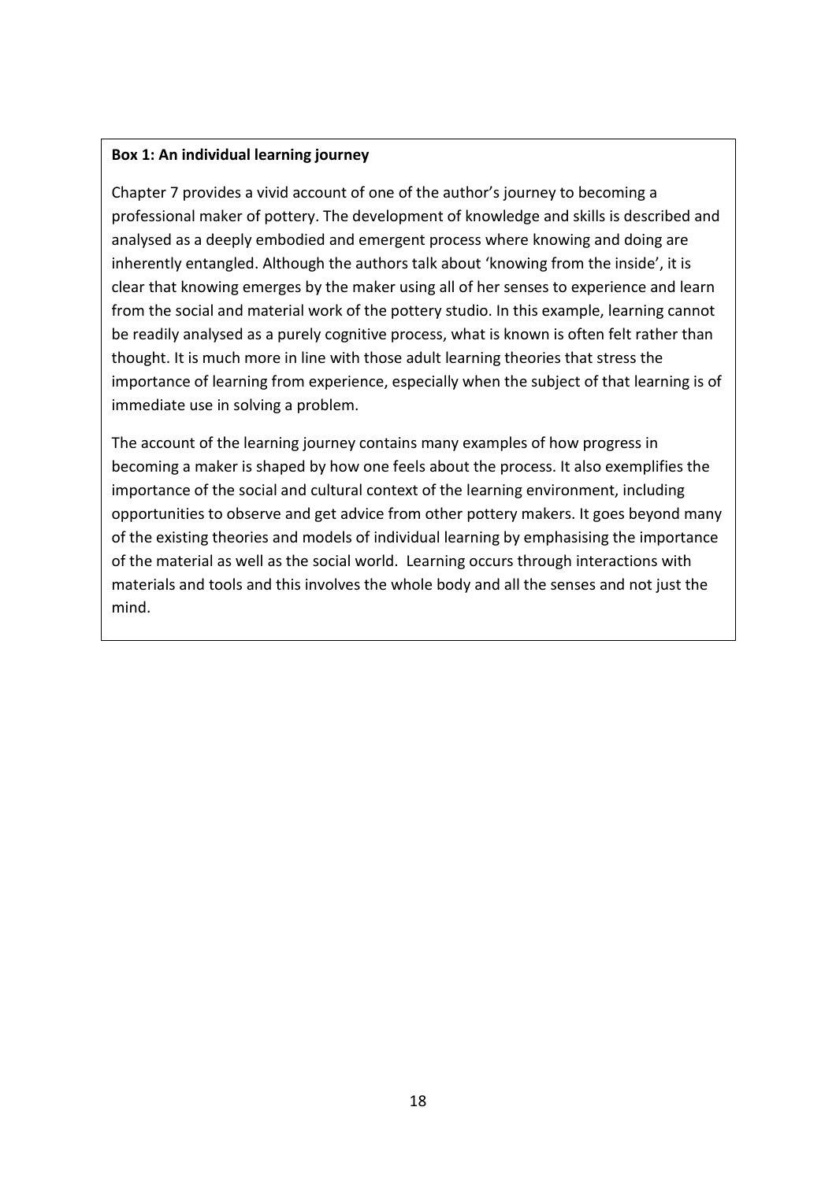**Box 1: An individual learning journey**

Chapter 7 provides a vivid account of one of the author's journey to becoming a professional maker of pottery. The development of knowledge and skills is described and analysed as a deeply embodied and emergent process where knowing and doing are inherently entangled. Although the authors talk about 'knowing from the inside', it is clear that knowing emerges by the maker using all of her senses to experience and learn from the social and material work of the pottery studio. In this example, learning cannot be readily analysed as a purely cognitive process, what is known is often felt rather than thought. It is much more in line with those adult learning theories that stress the importance of learning from experience, especially when the subject of that learning is of immediate use in solving a problem.

The account of the learning journey contains many examples of how progress in becoming a maker is shaped by how one feels about the process. It also exemplifies the importance of the social and cultural context of the learning environment, including opportunities to observe and get advice from other pottery makers. It goes beyond many of the existing theories and models of individual learning by emphasising the importance of the material as well as the social world. Learning occurs through interactions with materials and tools and this involves the whole body and all the senses and not just the mind.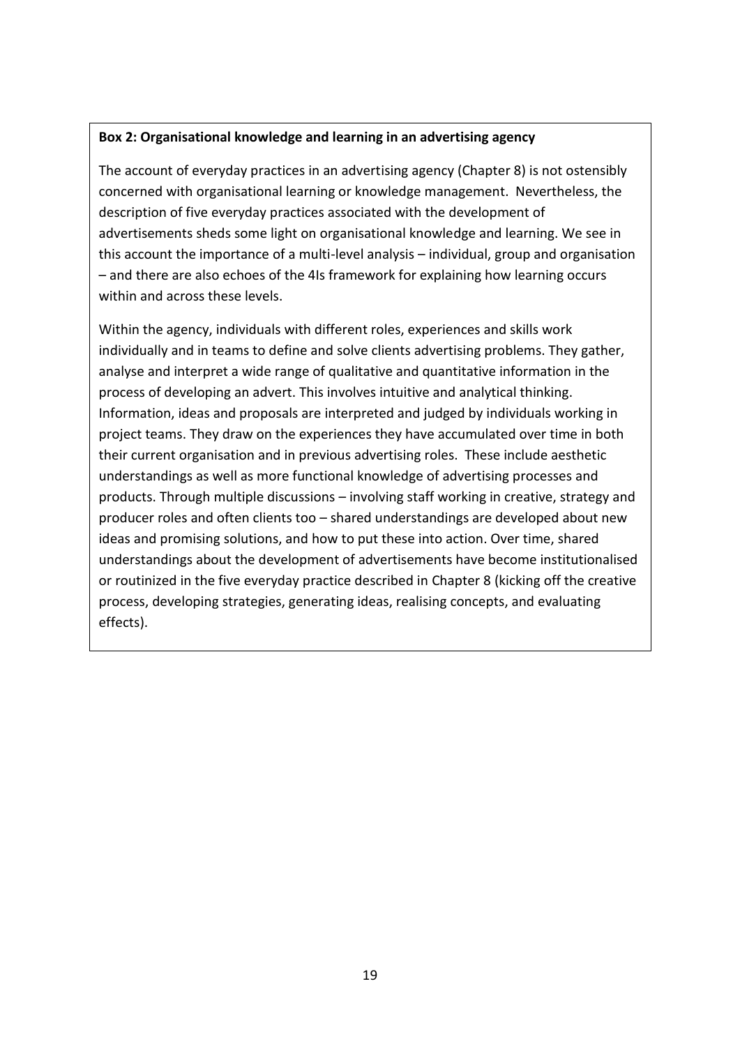**Box 2: Organisational knowledge and learning in an advertising agency**

The account of everyday practices in an advertising agency (Chapter 8) is not ostensibly concerned with organisational learning or knowledge management. Nevertheless, the description of five everyday practices associated with the development of advertisements sheds some light on organisational knowledge and learning. We see in this account the importance of a multi-level analysis – individual, group and organisation – and there are also echoes of the 4Is framework for explaining how learning occurs within and across these levels.

Within the agency, individuals with different roles, experiences and skills work individually and in teams to define and solve clients advertising problems. They gather, analyse and interpret a wide range of qualitative and quantitative information in the process of developing an advert. This involves intuitive and analytical thinking. Information, ideas and proposals are interpreted and judged by individuals working in project teams. They draw on the experiences they have accumulated over time in both their current organisation and in previous advertising roles. These include aesthetic understandings as well as more functional knowledge of advertising processes and products. Through multiple discussions – involving staff working in creative, strategy and producer roles and often clients too – shared understandings are developed about new ideas and promising solutions, and how to put these into action. Over time, shared understandings about the development of advertisements have become institutionalised or routinized in the five everyday practice described in Chapter 8 (kicking off the creative process, developing strategies, generating ideas, realising concepts, and evaluating effects).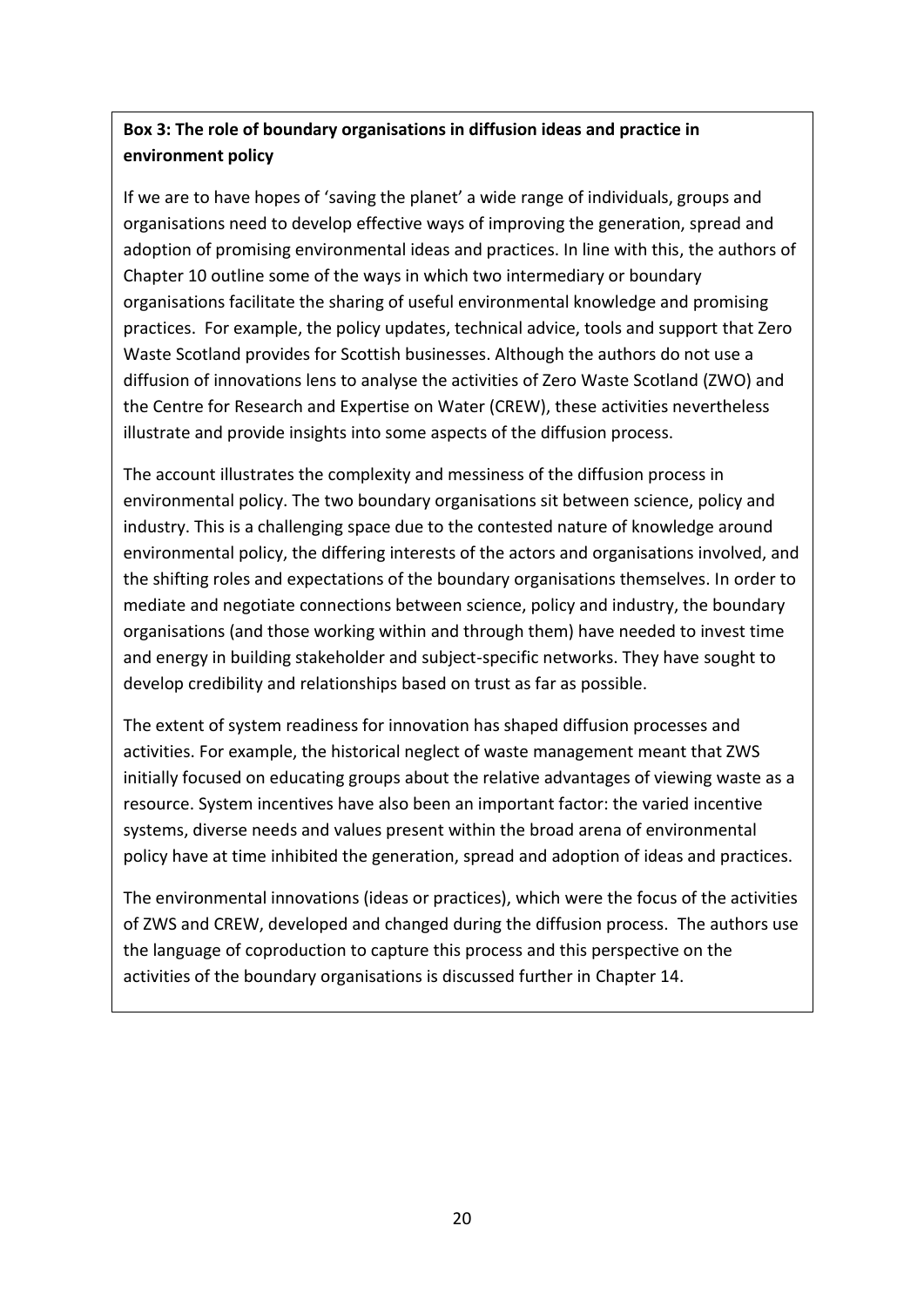**Box 3: The role of boundary organisations in diffusion ideas and practice in environment policy**

If we are to have hopes of 'saving the planet' a wide range of individuals, groups and organisations need to develop effective ways of improving the generation, spread and adoption of promising environmental ideas and practices. In line with this, the authors of Chapter 10 outline some of the ways in which two intermediary or boundary organisations facilitate the sharing of useful environmental knowledge and promising practices. For example, the policy updates, technical advice, tools and support that Zero Waste Scotland provides for Scottish businesses. Although the authors do not use a diffusion of innovations lens to analyse the activities of Zero Waste Scotland (ZWO) and the Centre for Research and Expertise on Water (CREW), these activities nevertheless illustrate and provide insights into some aspects of the diffusion process.

The account illustrates the complexity and messiness of the diffusion process in environmental policy. The two boundary organisations sit between science, policy and industry. This is a challenging space due to the contested nature of knowledge around environmental policy, the differing interests of the actors and organisations involved, and the shifting roles and expectations of the boundary organisations themselves. In order to mediate and negotiate connections between science, policy and industry, the boundary organisations (and those working within and through them) have needed to invest time and energy in building stakeholder and subject-specific networks. They have sought to develop credibility and relationships based on trust as far as possible.

The extent of system readiness for innovation has shaped diffusion processes and activities. For example, the historical neglect of waste management meant that ZWS initially focused on educating groups about the relative advantages of viewing waste as a resource. System incentives have also been an important factor: the varied incentive systems, diverse needs and values present within the broad arena of environmental policy have at time inhibited the generation, spread and adoption of ideas and practices.

The environmental innovations (ideas or practices), which were the focus of the activities of ZWS and CREW, developed and changed during the diffusion process. The authors use the language of coproduction to capture this process and this perspective on the activities of the boundary organisations is discussed further in Chapter 14.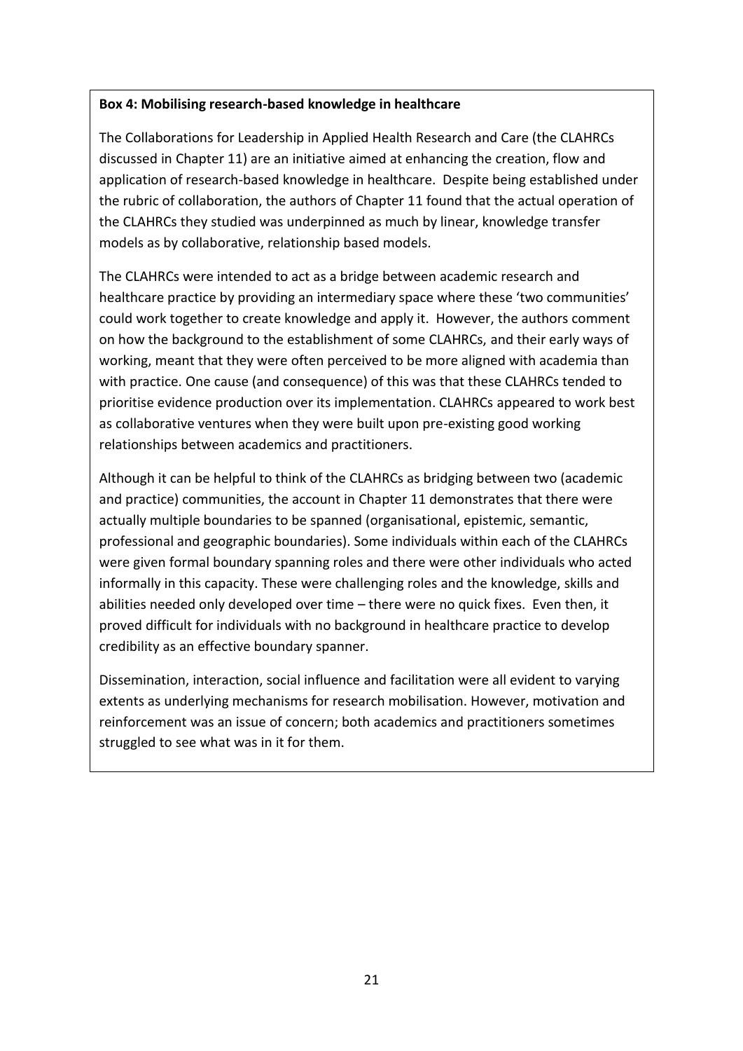**Box 4: Mobilising research-based knowledge in healthcare**

The Collaborations for Leadership in Applied Health Research and Care (the CLAHRCs discussed in Chapter 11) are an initiative aimed at enhancing the creation, flow and application of research-based knowledge in healthcare. Despite being established under the rubric of collaboration, the authors of Chapter 11 found that the actual operation of the CLAHRCs they studied was underpinned as much by linear, knowledge transfer models as by collaborative, relationship based models.

The CLAHRCs were intended to act as a bridge between academic research and healthcare practice by providing an intermediary space where these 'two communities' could work together to create knowledge and apply it. However, the authors comment on how the background to the establishment of some CLAHRCs, and their early ways of working, meant that they were often perceived to be more aligned with academia than with practice. One cause (and consequence) of this was that these CLAHRCs tended to prioritise evidence production over its implementation. CLAHRCs appeared to work best as collaborative ventures when they were built upon pre-existing good working relationships between academics and practitioners.

Although it can be helpful to think of the CLAHRCs as bridging between two (academic and practice) communities, the account in Chapter 11 demonstrates that there were actually multiple boundaries to be spanned (organisational, epistemic, semantic, professional and geographic boundaries). Some individuals within each of the CLAHRCs were given formal boundary spanning roles and there were other individuals who acted informally in this capacity. These were challenging roles and the knowledge, skills and abilities needed only developed over time – there were no quick fixes. Even then, it proved difficult for individuals with no background in healthcare practice to develop credibility as an effective boundary spanner.

Dissemination, interaction, social influence and facilitation were all evident to varying extents as underlying mechanisms for research mobilisation. However, motivation and reinforcement was an issue of concern; both academics and practitioners sometimes struggled to see what was in it for them.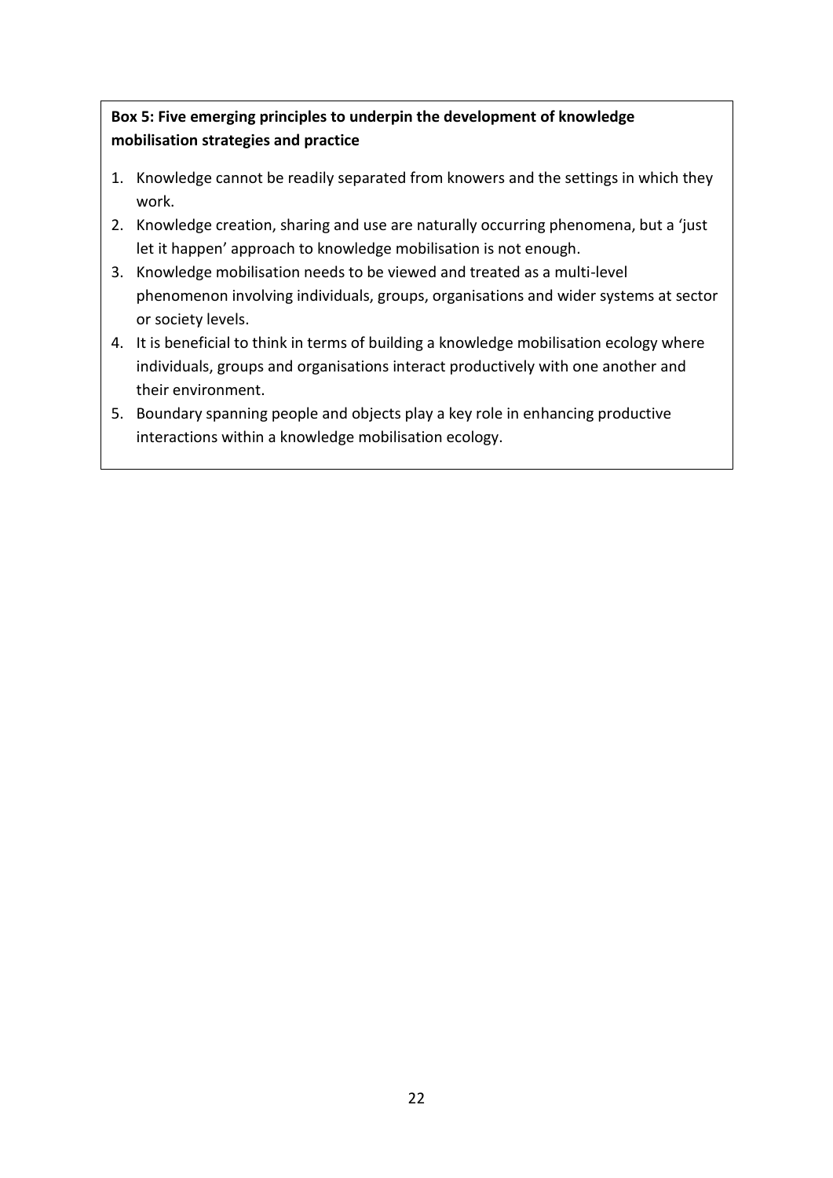**Box 5: Five emerging principles to underpin the development of knowledge mobilisation strategies and practice**

1. Knowledge cannot be readily separated from knowers and the settings in which they work.
2. Knowledge creation, sharing and use are naturally occurring phenomena, but a 'just let it happen' approach to knowledge mobilisation is not enough.
3. Knowledge mobilisation needs to be viewed and treated as a multi-level phenomenon involving individuals, groups, organisations and wider systems at sector or society levels.
4. It is beneficial to think in terms of building a knowledge mobilisation ecology where individuals, groups and organisations interact productively with one another and their environment.
5. Boundary spanning people and objects play a key role in enhancing productive interactions within a knowledge mobilisation ecology.